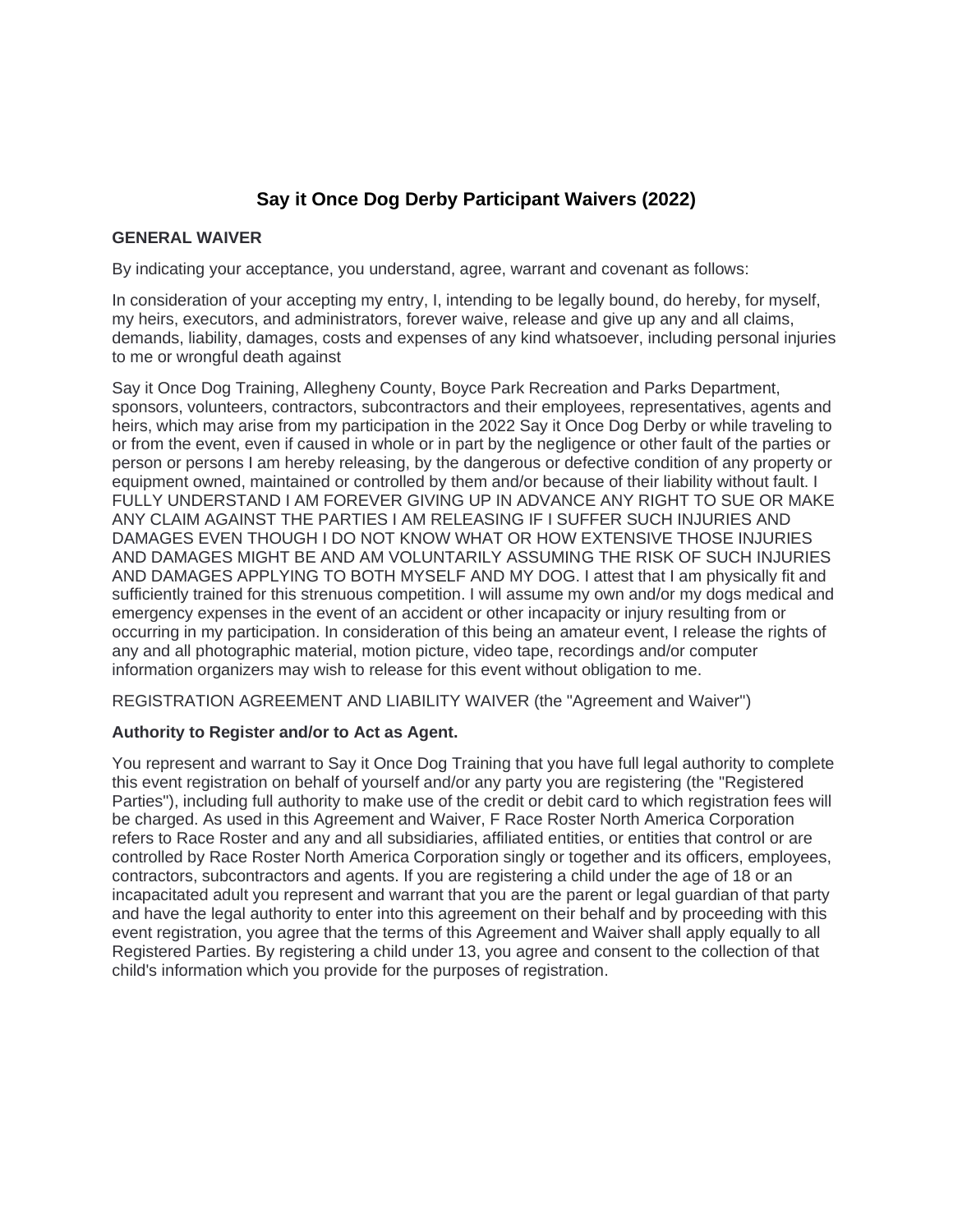# Say it Once Dog Derby Participant Waivers (2022)

**GENERAL WAIVER**

By indicating your acceptance, you understand, agree, warrant and covenant as follows:

In consideration of your accepting my entry, I, intending to be legally bound, do hereby, for myself, my heirs, executors, and administrators, forever waive, release and give up any and all claims, demands, liability, damages, costs and expenses of any kind whatsoever, including personal injuries to me or wrongful death against

Say it Once Dog Training, Allegheny County, Boyce Park Recreation and Parks Department, sponsors, volunteers, contractors, subcontractors and their employees, representatives, agents and heirs, which may arise from my participation in the 2022 Say it Once Dog Derby or while traveling to or from the event, even if caused in whole or in part by the negligence or other fault of the parties or person or persons I am hereby releasing, by the dangerous or defective condition of any property or equipment owned, maintained or controlled by them and/or because of their liability without fault. I FULLY UNDERSTAND I AM FOREVER GIVING UP IN ADVANCE ANY RIGHT TO SUE OR MAKE ANY CLAIM AGAINST THE PARTIES I AM RELEASING IF I SUFFER SUCH INJURIES AND DAMAGES EVEN THOUGH I DO NOT KNOW WHAT OR HOW EXTENSIVE THOSE INJURIES AND DAMAGES MIGHT BE AND AM VOLUNTARILY ASSUMING THE RISK OF SUCH INJURIES AND DAMAGES APPLYING TO BOTH MYSELF AND MY DOG. I attest that I am physically fit and sufficiently trained for this strenuous competition. I will assume my own and/or my dogs medical and emergency expenses in the event of an accident or other incapacity or injury resulting from or occurring in my participation. In consideration of this being an amateur event, I release the rights of any and all photographic material, motion picture, video tape, recordings and/or computer information organizers may wish to release for this event without obligation to me.

REGISTRATION AGREEMENT AND LIABILITY WAIVER (the "Agreement and Waiver")

**Authority to Register and/or to Act as Agent.**

You represent and warrant to Say it Once Dog Training that you have full legal authority to complete this event registration on behalf of yourself and/or any party you are registering (the "Registered Parties"), including full authority to make use of the credit or debit card to which registration fees will be charged. As used in this Agreement and Waiver, F Race Roster North America Corporation refers to Race Roster and any and all subsidiaries, affiliated entities, or entities that control or are controlled by Race Roster North America Corporation singly or together and its officers, employees, contractors, subcontractors and agents. If you are registering a child under the age of 18 or an incapacitated adult you represent and warrant that you are the parent or legal guardian of that party and have the legal authority to enter into this agreement on their behalf and by proceeding with this event registration, you agree that the terms of this Agreement and Waiver shall apply equally to all Registered Parties. By registering a child under 13, you agree and consent to the collection of that child's information which you provide for the purposes of registration.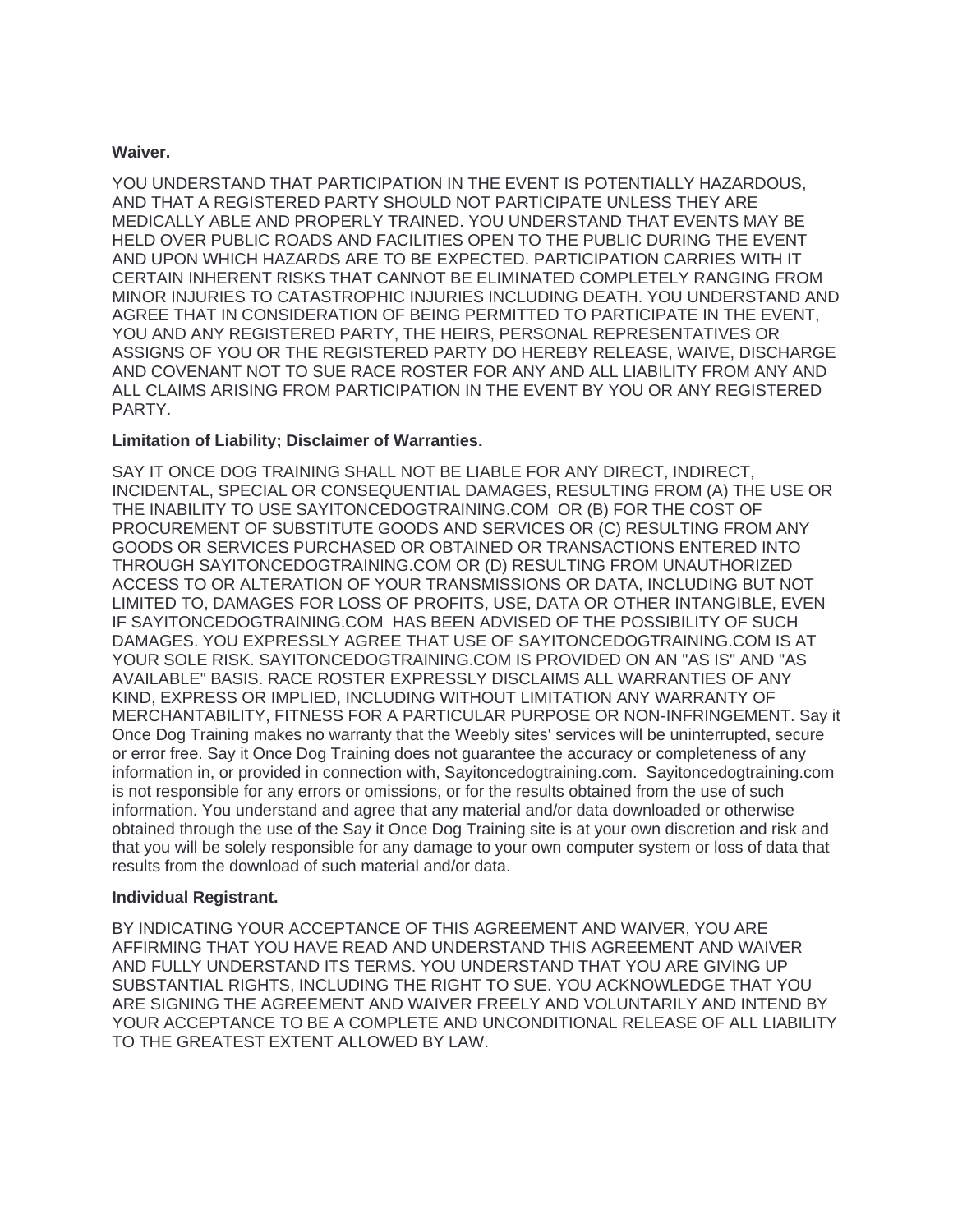**Waiver.**

YOU UNDERSTAND THAT PARTICIPATION IN THE EVENT IS POTENTIALLY HAZARDOUS, AND THAT A REGISTERED PARTY SHOULD NOT PARTICIPATE UNLESS THEY ARE MEDICALLY ABLE AND PROPERLY TRAINED. YOU UNDERSTAND THAT EVENTS MAY BE HELD OVER PUBLIC ROADS AND FACILITIES OPEN TO THE PUBLIC DURING THE EVENT AND UPON WHICH HAZARDS ARE TO BE EXPECTED. PARTICIPATION CARRIES WITH IT CERTAIN INHERENT RISKS THAT CANNOT BE ELIMINATED COMPLETELY RANGING FROM MINOR INJURIES TO CATASTROPHIC INJURIES INCLUDING DEATH. YOU UNDERSTAND AND AGREE THAT IN CONSIDERATION OF BEING PERMITTED TO PARTICIPATE IN THE EVENT, YOU AND ANY REGISTERED PARTY, THE HEIRS, PERSONAL REPRESENTATIVES OR ASSIGNS OF YOU OR THE REGISTERED PARTY DO HEREBY RELEASE, WAIVE, DISCHARGE AND COVENANT NOT TO SUE RACE ROSTER FOR ANY AND ALL LIABILITY FROM ANY AND ALL CLAIMS ARISING FROM PARTICIPATION IN THE EVENT BY YOU OR ANY REGISTERED PARTY.

**Limitation of Liability; Disclaimer of Warranties.**

SAY IT ONCE DOG TRAINING SHALL NOT BE LIABLE FOR ANY DIRECT, INDIRECT, INCIDENTAL, SPECIAL OR CONSEQUENTIAL DAMAGES, RESULTING FROM (A) THE USE OR THE INABILITY TO USE SAYITONCEDOGTRAINING.COM OR (B) FOR THE COST OF PROCUREMENT OF SUBSTITUTE GOODS AND SERVICES OR (C) RESULTING FROM ANY GOODS OR SERVICES PURCHASED OR OBTAINED OR TRANSACTIONS ENTERED INTO THROUGH SAYITONCEDOGTRAINING.COM OR (D) RESULTING FROM UNAUTHORIZED ACCESS TO OR ALTERATION OF YOUR TRANSMISSIONS OR DATA, INCLUDING BUT NOT LIMITED TO, DAMAGES FOR LOSS OF PROFITS, USE, DATA OR OTHER INTANGIBLE, EVEN IF SAYITONCEDOGTRAINING.COM HAS BEEN ADVISED OF THE POSSIBILITY OF SUCH DAMAGES. YOU EXPRESSLY AGREE THAT USE OF SAYITONCEDOGTRAINING.COM IS AT YOUR SOLE RISK. SAYITONCEDOGTRAINING.COM IS PROVIDED ON AN "AS IS" AND "AS AVAILABLE" BASIS. RACE ROSTER EXPRESSLY DISCLAIMS ALL WARRANTIES OF ANY KIND, EXPRESS OR IMPLIED, INCLUDING WITHOUT LIMITATION ANY WARRANTY OF MERCHANTABILITY, FITNESS FOR A PARTICULAR PURPOSE OR NON-INFRINGEMENT. Say it Once Dog Training makes no warranty that the Weebly sites' services will be uninterrupted, secure or error free. Say it Once Dog Training does not guarantee the accuracy or completeness of any information in, or provided in connection with, Sayitoncedogtraining.com. Sayitoncedogtraining.com is not responsible for any errors or omissions, or for the results obtained from the use of such information. You understand and agree that any material and/or data downloaded or otherwise obtained through the use of the Say it Once Dog Training site is at your own discretion and risk and that you will be solely responsible for any damage to your own computer system or loss of data that results from the download of such material and/or data.

**Individual Registrant.**

BY INDICATING YOUR ACCEPTANCE OF THIS AGREEMENT AND WAIVER, YOU ARE AFFIRMING THAT YOU HAVE READ AND UNDERSTAND THIS AGREEMENT AND WAIVER AND FULLY UNDERSTAND ITS TERMS. YOU UNDERSTAND THAT YOU ARE GIVING UP SUBSTANTIAL RIGHTS, INCLUDING THE RIGHT TO SUE. YOU ACKNOWLEDGE THAT YOU ARE SIGNING THE AGREEMENT AND WAIVER FREELY AND VOLUNTARILY AND INTEND BY YOUR ACCEPTANCE TO BE A COMPLETE AND UNCONDITIONAL RELEASE OF ALL LIABILITY TO THE GREATEST EXTENT ALLOWED BY LAW.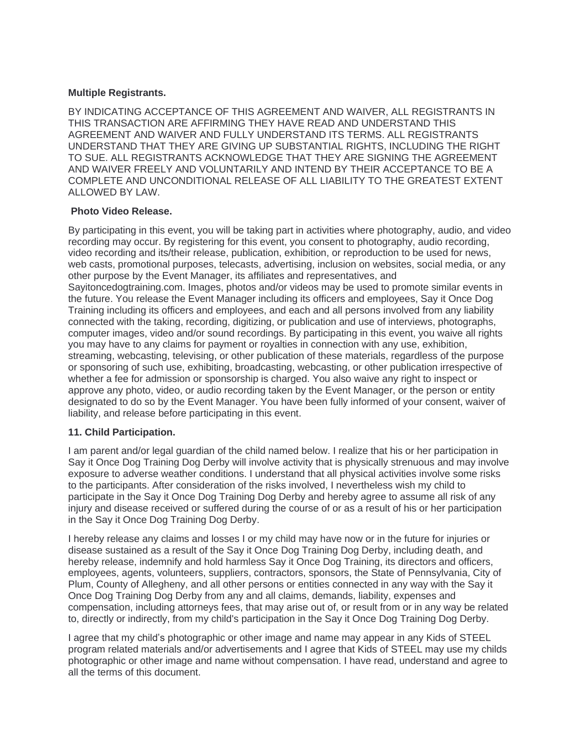**Multiple Registrants.**

BY INDICATING ACCEPTANCE OF THIS AGREEMENT AND WAIVER, ALL REGISTRANTS IN THIS TRANSACTION ARE AFFIRMING THEY HAVE READ AND UNDERSTAND THIS AGREEMENT AND WAIVER AND FULLY UNDERSTAND ITS TERMS. ALL REGISTRANTS UNDERSTAND THAT THEY ARE GIVING UP SUBSTANTIAL RIGHTS, INCLUDING THE RIGHT TO SUE. ALL REGISTRANTS ACKNOWLEDGE THAT THEY ARE SIGNING THE AGREEMENT AND WAIVER FREELY AND VOLUNTARILY AND INTEND BY THEIR ACCEPTANCE TO BE A COMPLETE AND UNCONDITIONAL RELEASE OF ALL LIABILITY TO THE GREATEST EXTENT ALLOWED BY LAW.

**Photo Video Release.**

By participating in this event, you will be taking part in activities where photography, audio, and video recording may occur. By registering for this event, you consent to photography, audio recording, video recording and its/their release, publication, exhibition, or reproduction to be used for news, web casts, promotional purposes, telecasts, advertising, inclusion on websites, social media, or any other purpose by the Event Manager, its affiliates and representatives, and Sayitoncedogtraining.com. Images, photos and/or videos may be used to promote similar events in the future. You release the Event Manager including its officers and employees, Say it Once Dog Training including its officers and employees, and each and all persons involved from any liability connected with the taking, recording, digitizing, or publication and use of interviews, photographs, computer images, video and/or sound recordings. By participating in this event, you waive all rights you may have to any claims for payment or royalties in connection with any use, exhibition, streaming, webcasting, televising, or other publication of these materials, regardless of the purpose or sponsoring of such use, exhibiting, broadcasting, webcasting, or other publication irrespective of whether a fee for admission or sponsorship is charged. You also waive any right to inspect or approve any photo, video, or audio recording taken by the Event Manager, or the person or entity designated to do so by the Event Manager. You have been fully informed of your consent, waiver of liability, and release before participating in this event.

**11. Child Participation.**

I am parent and/or legal guardian of the child named below. I realize that his or her participation in Say it Once Dog Training Dog Derby will involve activity that is physically strenuous and may involve exposure to adverse weather conditions. I understand that all physical activities involve some risks to the participants. After consideration of the risks involved, I nevertheless wish my child to participate in the Say it Once Dog Training Dog Derby and hereby agree to assume all risk of any injury and disease received or suffered during the course of or as a result of his or her participation in the Say it Once Dog Training Dog Derby.

I hereby release any claims and losses I or my child may have now or in the future for injuries or disease sustained as a result of the Say it Once Dog Training Dog Derby, including death, and hereby release, indemnify and hold harmless Say it Once Dog Training, its directors and officers, employees, agents, volunteers, suppliers, contractors, sponsors, the State of Pennsylvania, City of Plum, County of Allegheny, and all other persons or entities connected in any way with the Say it Once Dog Training Dog Derby from any and all claims, demands, liability, expenses and compensation, including attorneys fees, that may arise out of, or result from or in any way be related to, directly or indirectly, from my child's participation in the Say it Once Dog Training Dog Derby.

I agree that my child's photographic or other image and name may appear in any Kids of STEEL program related materials and/or advertisements and I agree that Kids of STEEL may use my childs photographic or other image and name without compensation. I have read, understand and agree to all the terms of this document.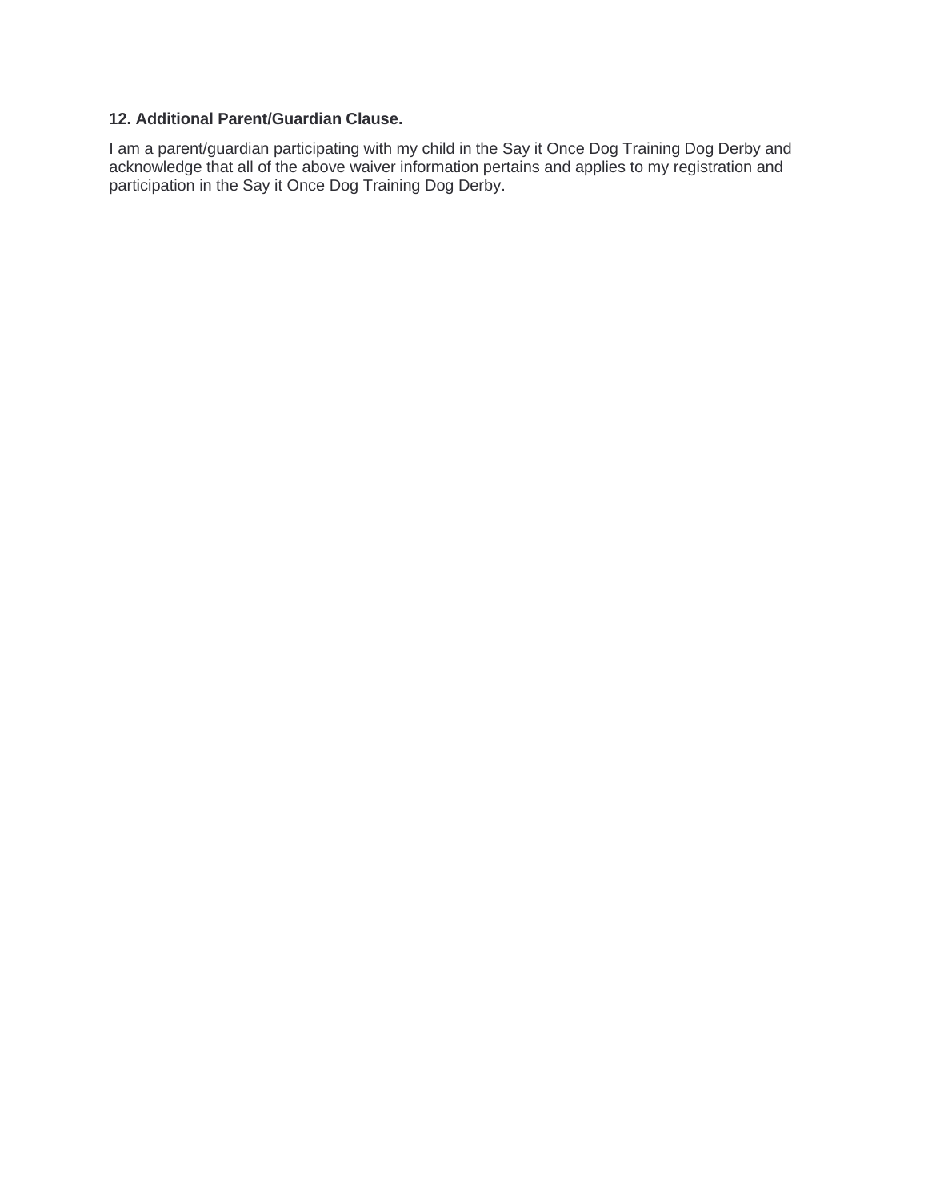**12. Additional Parent/Guardian Clause.**

I am a parent/guardian participating with my child in the Say it Once Dog Training Dog Derby and acknowledge that all of the above waiver information pertains and applies to my registration and participation in the Say it Once Dog Training Dog Derby.